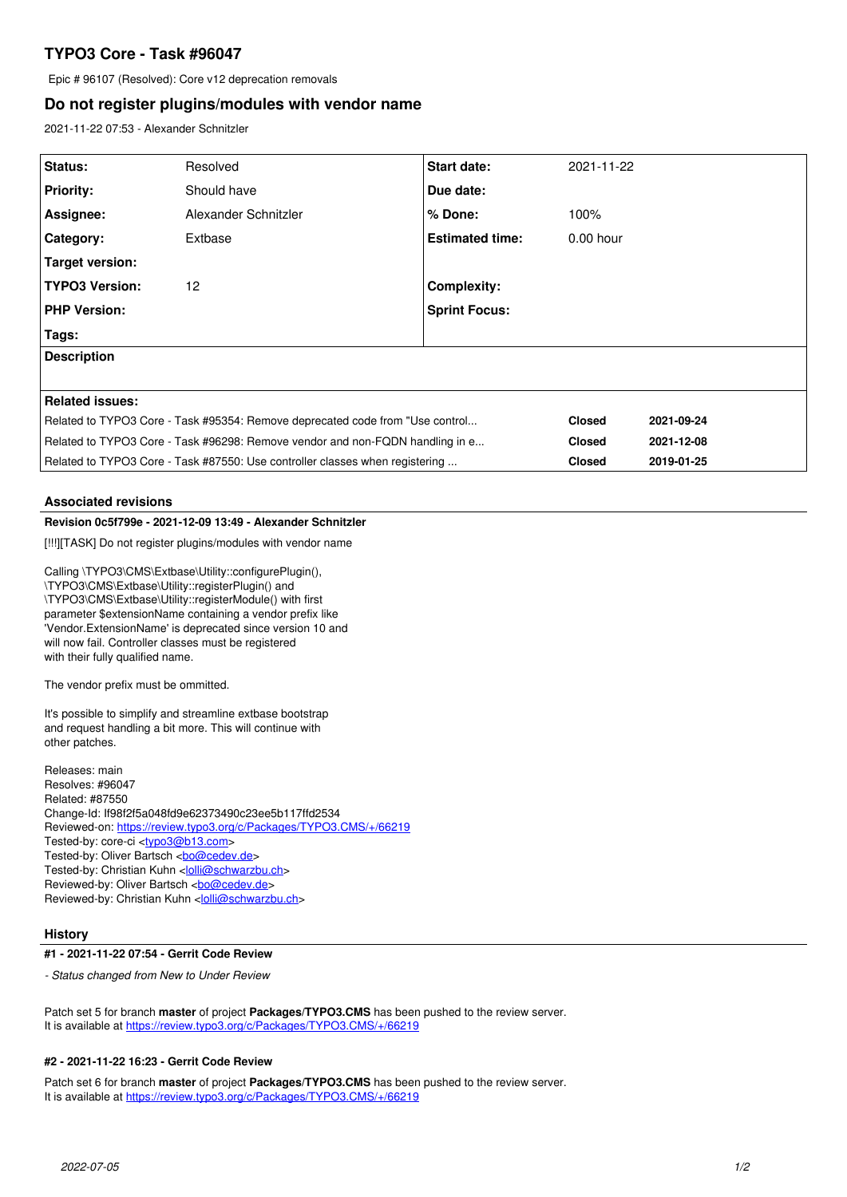# TYPO3 Core - Task #96047

Epic # 96107 (Resolved): Core v12 deprecation removals

## Do not register plugins/modules with vendor name

2021-11-22 07:53 - Alexander Schnitzler

| | | | |
|---|---|---|---|
| **Status:** | Resolved | **Start date:** | 2021-11-22 |
| **Priority:** | Should have | **Due date:** | |
| **Assignee:** | Alexander Schnitzler | **% Done:** | 100% |
| **Category:** | Extbase | **Estimated time:** | 0.00 hour |
| **Target version:** | | | |
| **TYPO3 Version:** | 12 | **Complexity:** | |
| **PHP Version:** | | **Sprint Focus:** | |
| **Tags:** | | | |

**Description**

**Related issues:**

| | | |
|---|---|---|
| Related to TYPO3 Core - Task #95354: Remove deprecated code from "Use control... | **Closed** | **2021-09-24** |
| Related to TYPO3 Core - Task #96298: Remove vendor and non-FQDN handling in e... | **Closed** | **2021-12-08** |
| Related to TYPO3 Core - Task #87550: Use controller classes when registering ... | **Closed** | **2019-01-25** |

### Associated revisions

**Revision 0c5f799e - 2021-12-09 13:49 - Alexander Schnitzler**

[!!!][TASK] Do not register plugins/modules with vendor name

Calling \TYPO3\CMS\Extbase\Utility::configurePlugin(),
\TYPO3\CMS\Extbase\Utility::registerPlugin() and
\TYPO3\CMS\Extbase\Utility::registerModule() with first
parameter $extensionName containing a vendor prefix like
'Vendor.ExtensionName' is deprecated since version 10 and
will now fail. Controller classes must be registered
with their fully qualified name.

The vendor prefix must be ommitted.

It's possible to simplify and streamline extbase bootstrap
and request handling a bit more. This will continue with
other patches.

Releases: main
Resolves: #96047
Related: #87550
Change-Id: If98f2f5a048fd9e62373490c23ee5b117ffd2534
Reviewed-on: https://review.typo3.org/c/Packages/TYPO3.CMS/+/66219
Tested-by: core-ci <typo3@b13.com>
Tested-by: Oliver Bartsch <bo@cedev.de>
Tested-by: Christian Kuhn <lolli@schwarzbu.ch>
Reviewed-by: Oliver Bartsch <bo@cedev.de>
Reviewed-by: Christian Kuhn <lolli@schwarzbu.ch>

### History

**#1 - 2021-11-22 07:54 - Gerrit Code Review**

*- Status changed from New to Under Review*

Patch set 5 for branch **master** of project **Packages/TYPO3.CMS** has been pushed to the review server.
It is available at https://review.typo3.org/c/Packages/TYPO3.CMS/+/66219

**#2 - 2021-11-22 16:23 - Gerrit Code Review**

Patch set 6 for branch **master** of project **Packages/TYPO3.CMS** has been pushed to the review server.
It is available at https://review.typo3.org/c/Packages/TYPO3.CMS/+/66219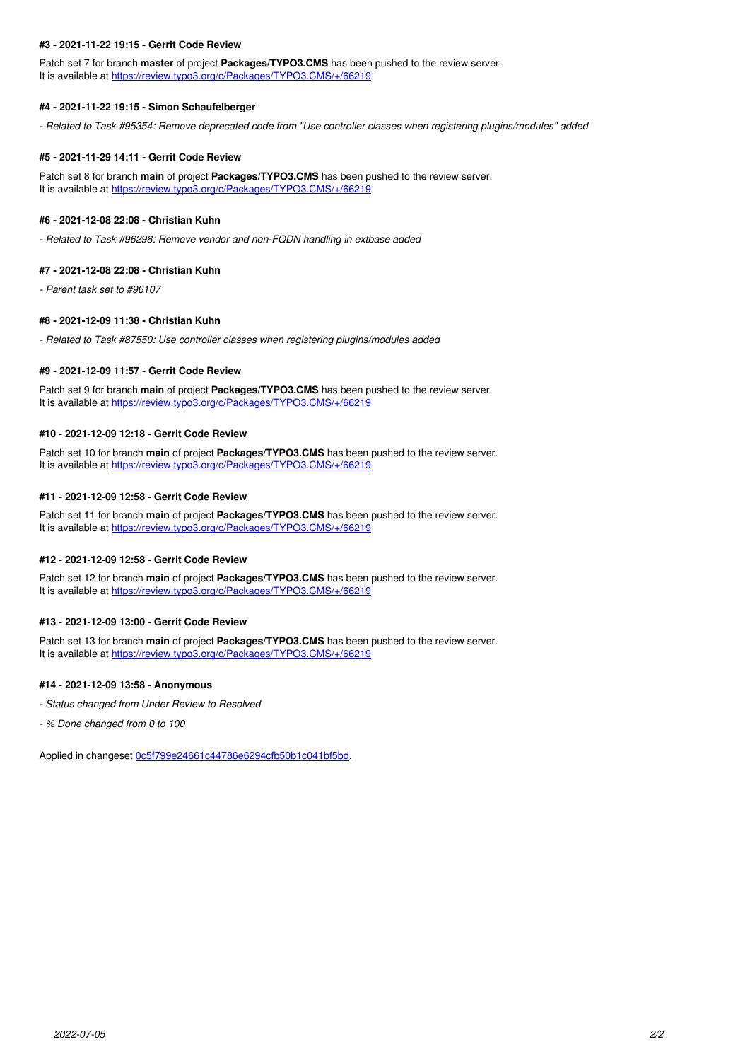#### #3 - 2021-11-22 19:15 - Gerrit Code Review

Patch set 7 for branch **master** of project **Packages/TYPO3.CMS** has been pushed to the review server.
It is available at https://review.typo3.org/c/Packages/TYPO3.CMS/+/66219

#### #4 - 2021-11-22 19:15 - Simon Schaufelberger

*- Related to Task #95354: Remove deprecated code from "Use controller classes when registering plugins/modules" added*

#### #5 - 2021-11-29 14:11 - Gerrit Code Review

Patch set 8 for branch **main** of project **Packages/TYPO3.CMS** has been pushed to the review server.
It is available at https://review.typo3.org/c/Packages/TYPO3.CMS/+/66219

#### #6 - 2021-12-08 22:08 - Christian Kuhn

*- Related to Task #96298: Remove vendor and non-FQDN handling in extbase added*

#### #7 - 2021-12-08 22:08 - Christian Kuhn

*- Parent task set to #96107*

#### #8 - 2021-12-09 11:38 - Christian Kuhn

*- Related to Task #87550: Use controller classes when registering plugins/modules added*

#### #9 - 2021-12-09 11:57 - Gerrit Code Review

Patch set 9 for branch **main** of project **Packages/TYPO3.CMS** has been pushed to the review server.
It is available at https://review.typo3.org/c/Packages/TYPO3.CMS/+/66219

#### #10 - 2021-12-09 12:18 - Gerrit Code Review

Patch set 10 for branch **main** of project **Packages/TYPO3.CMS** has been pushed to the review server.
It is available at https://review.typo3.org/c/Packages/TYPO3.CMS/+/66219

#### #11 - 2021-12-09 12:58 - Gerrit Code Review

Patch set 11 for branch **main** of project **Packages/TYPO3.CMS** has been pushed to the review server.
It is available at https://review.typo3.org/c/Packages/TYPO3.CMS/+/66219

#### #12 - 2021-12-09 12:58 - Gerrit Code Review

Patch set 12 for branch **main** of project **Packages/TYPO3.CMS** has been pushed to the review server.
It is available at https://review.typo3.org/c/Packages/TYPO3.CMS/+/66219

#### #13 - 2021-12-09 13:00 - Gerrit Code Review

Patch set 13 for branch **main** of project **Packages/TYPO3.CMS** has been pushed to the review server.
It is available at https://review.typo3.org/c/Packages/TYPO3.CMS/+/66219

#### #14 - 2021-12-09 13:58 - Anonymous

*- Status changed from Under Review to Resolved*

*- % Done changed from 0 to 100*

Applied in changeset 0c5f799e24661c44786e6294cfb50b1c041bf5bd.